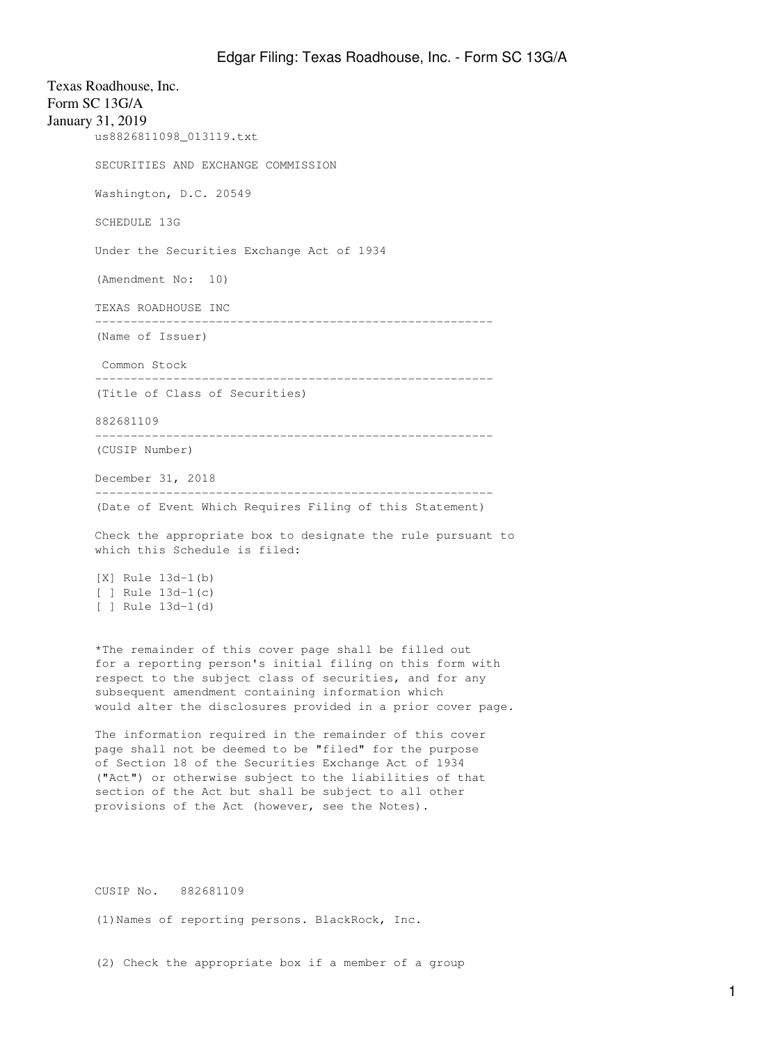Texas Roadhouse, Inc.
Form SC 13G/A
January 31, 2019

us8826811098_013119.txt

SECURITIES AND EXCHANGE COMMISSION

Washington, D.C. 20549

SCHEDULE 13G

Under the Securities Exchange Act of 1934

(Amendment No: 10)

TEXAS ROADHOUSE INC

--------------------------------------------------------

(Name of Issuer)

Common Stock

--------------------------------------------------------

(Title of Class of Securities)

882681109

--------------------------------------------------------

(CUSIP Number)

December 31, 2018

--------------------------------------------------------

(Date of Event Which Requires Filing of this Statement)

Check the appropriate box to designate the rule pursuant to which this Schedule is filed:

[X] Rule 13d-1(b)
[ ] Rule 13d-1(c)
[ ] Rule 13d-1(d)

*The remainder of this cover page shall be filled out for a reporting person's initial filing on this form with respect to the subject class of securities, and for any subsequent amendment containing information which would alter the disclosures provided in a prior cover page.

The information required in the remainder of this cover page shall not be deemed to be "filed" for the purpose of Section 18 of the Securities Exchange Act of 1934 ("Act") or otherwise subject to the liabilities of that section of the Act but shall be subject to all other provisions of the Act (however, see the Notes).

CUSIP No. 882681109

(1)Names of reporting persons. BlackRock, Inc.

(2) Check the appropriate box if a member of a group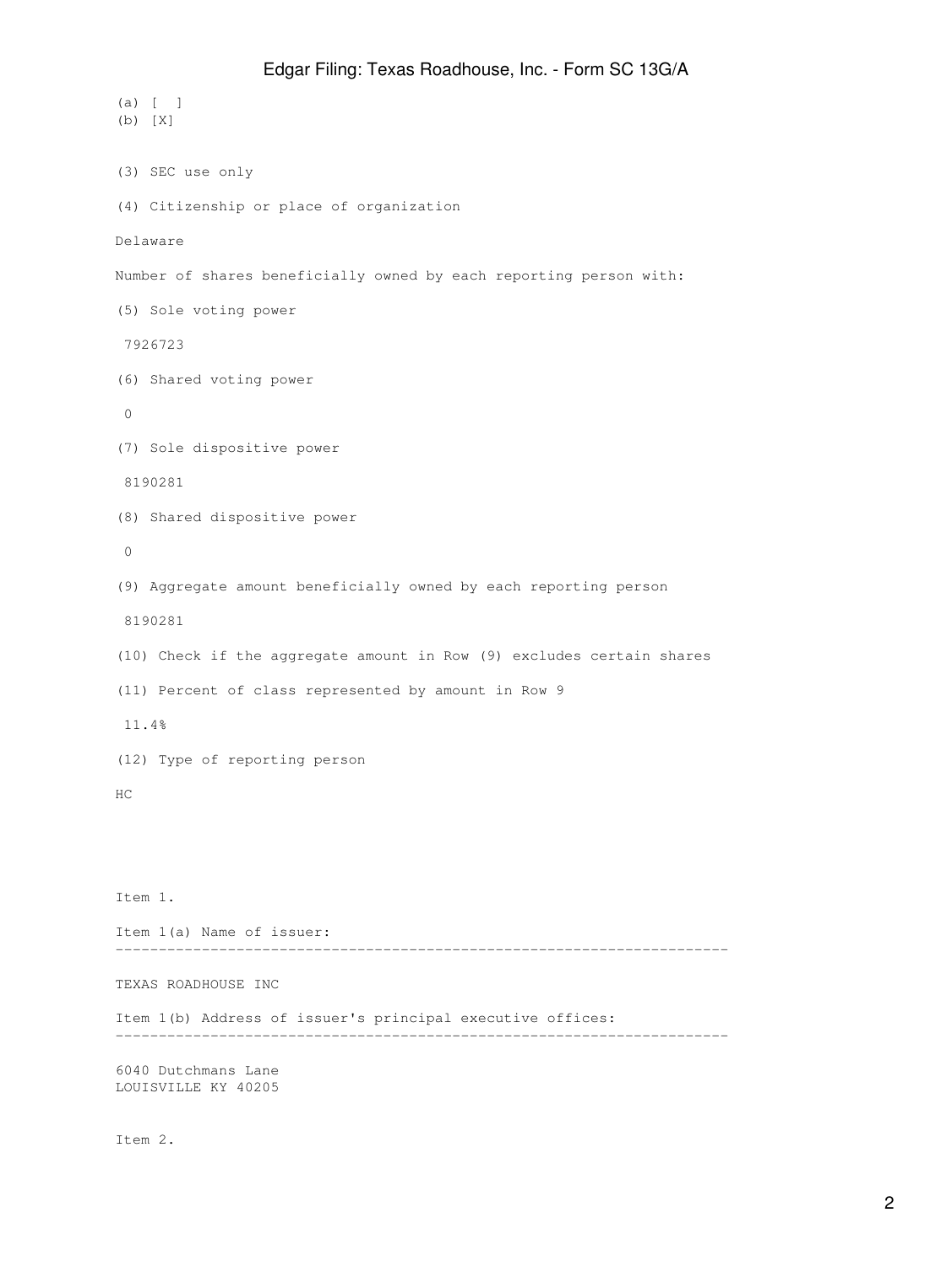(a) [ ]
(b) [X]

(3) SEC use only

(4) Citizenship or place of organization

Delaware

Number of shares beneficially owned by each reporting person with:

(5) Sole voting power

7926723

(6) Shared voting power

0

(7) Sole dispositive power

8190281

(8) Shared dispositive power

0

(9) Aggregate amount beneficially owned by each reporting person

8190281

(10) Check if the aggregate amount in Row (9) excludes certain shares

(11) Percent of class represented by amount in Row 9

11.4%

(12) Type of reporting person

HC

Item 1.

Item 1(a) Name of issuer:

---

TEXAS ROADHOUSE INC

Item 1(b) Address of issuer's principal executive offices:

---

6040 Dutchmans Lane
LOUISVILLE KY 40205

Item 2.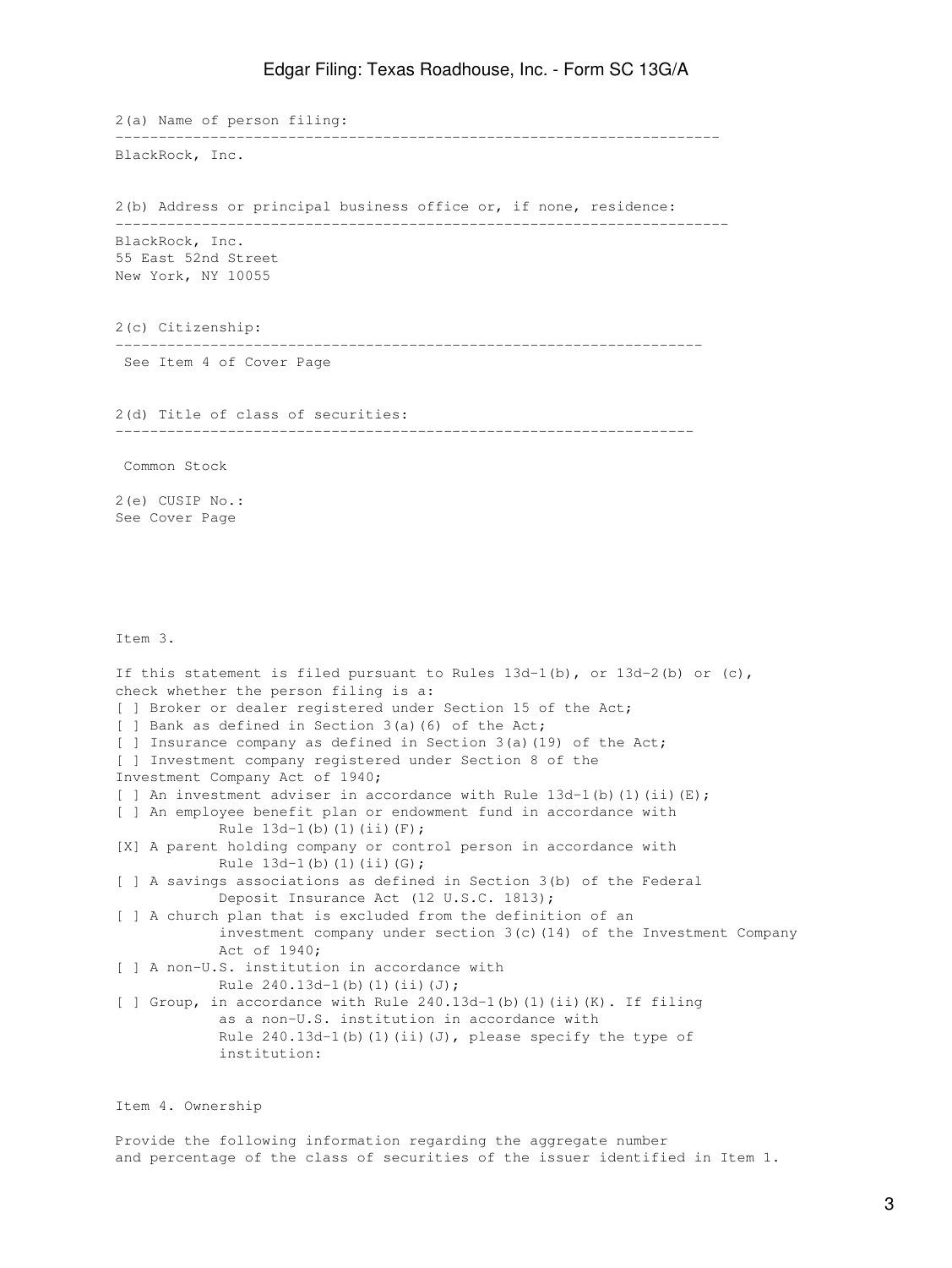2(a) Name of person filing:

BlackRock, Inc.

2(b) Address or principal business office or, if none, residence:

BlackRock, Inc.
55 East 52nd Street
New York, NY 10055

2(c) Citizenship:

See Item 4 of Cover Page

2(d) Title of class of securities:

Common Stock

2(e) CUSIP No.:
See Cover Page

Item 3.

If this statement is filed pursuant to Rules 13d-1(b), or 13d-2(b) or (c), check whether the person filing is a:

[ ] Broker or dealer registered under Section 15 of the Act;
[ ] Bank as defined in Section 3(a)(6) of the Act;
[ ] Insurance company as defined in Section 3(a)(19) of the Act;
[ ] Investment company registered under Section 8 of the Investment Company Act of 1940;
[ ] An investment adviser in accordance with Rule 13d-1(b)(1)(ii)(E);
[ ] An employee benefit plan or endowment fund in accordance with Rule 13d-1(b)(1)(ii)(F);
[X] A parent holding company or control person in accordance with Rule 13d-1(b)(1)(ii)(G);
[ ] A savings associations as defined in Section 3(b) of the Federal Deposit Insurance Act (12 U.S.C. 1813);
[ ] A church plan that is excluded from the definition of an investment company under section 3(c)(14) of the Investment Company Act of 1940;
[ ] A non-U.S. institution in accordance with Rule 240.13d-1(b)(1)(ii)(J);
[ ] Group, in accordance with Rule 240.13d-1(b)(1)(ii)(K). If filing as a non-U.S. institution in accordance with Rule 240.13d-1(b)(1)(ii)(J), please specify the type of institution:

Item 4. Ownership

Provide the following information regarding the aggregate number and percentage of the class of securities of the issuer identified in Item 1.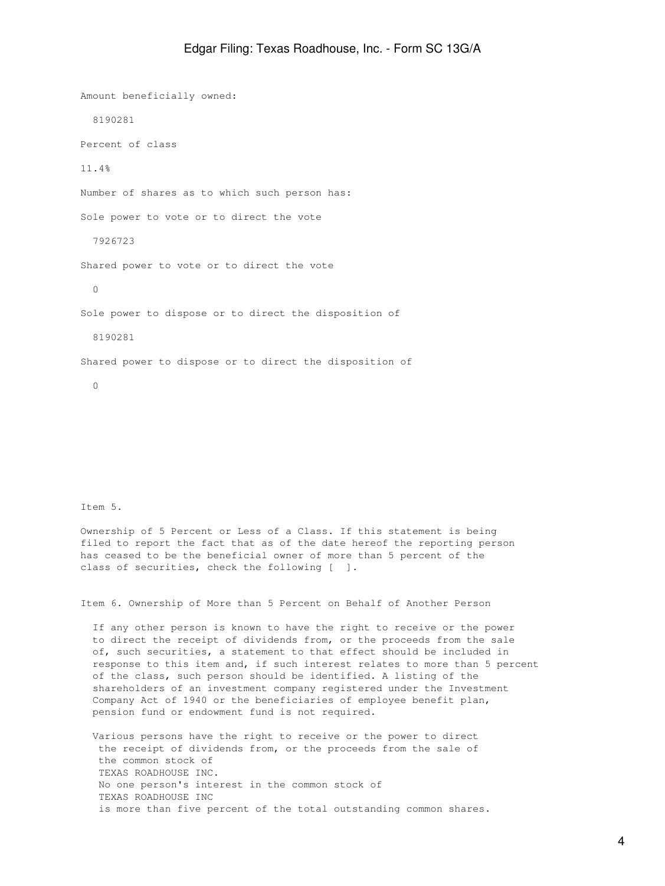Amount beneficially owned:

8190281

Percent of class

11.4%

Number of shares as to which such person has:

Sole power to vote or to direct the vote

7926723

Shared power to vote or to direct the vote

0

Sole power to dispose or to direct the disposition of

8190281

Shared power to dispose or to direct the disposition of

0

Item 5.

Ownership of 5 Percent or Less of a Class. If this statement is being filed to report the fact that as of the date hereof the reporting person has ceased to be the beneficial owner of more than 5 percent of the class of securities, check the following [ ].

Item 6. Ownership of More than 5 Percent on Behalf of Another Person

If any other person is known to have the right to receive or the power to direct the receipt of dividends from, or the proceeds from the sale of, such securities, a statement to that effect should be included in response to this item and, if such interest relates to more than 5 percent of the class, such person should be identified. A listing of the shareholders of an investment company registered under the Investment Company Act of 1940 or the beneficiaries of employee benefit plan, pension fund or endowment fund is not required.

Various persons have the right to receive or the power to direct the receipt of dividends from, or the proceeds from the sale of the common stock of TEXAS ROADHOUSE INC. No one person's interest in the common stock of TEXAS ROADHOUSE INC is more than five percent of the total outstanding common shares.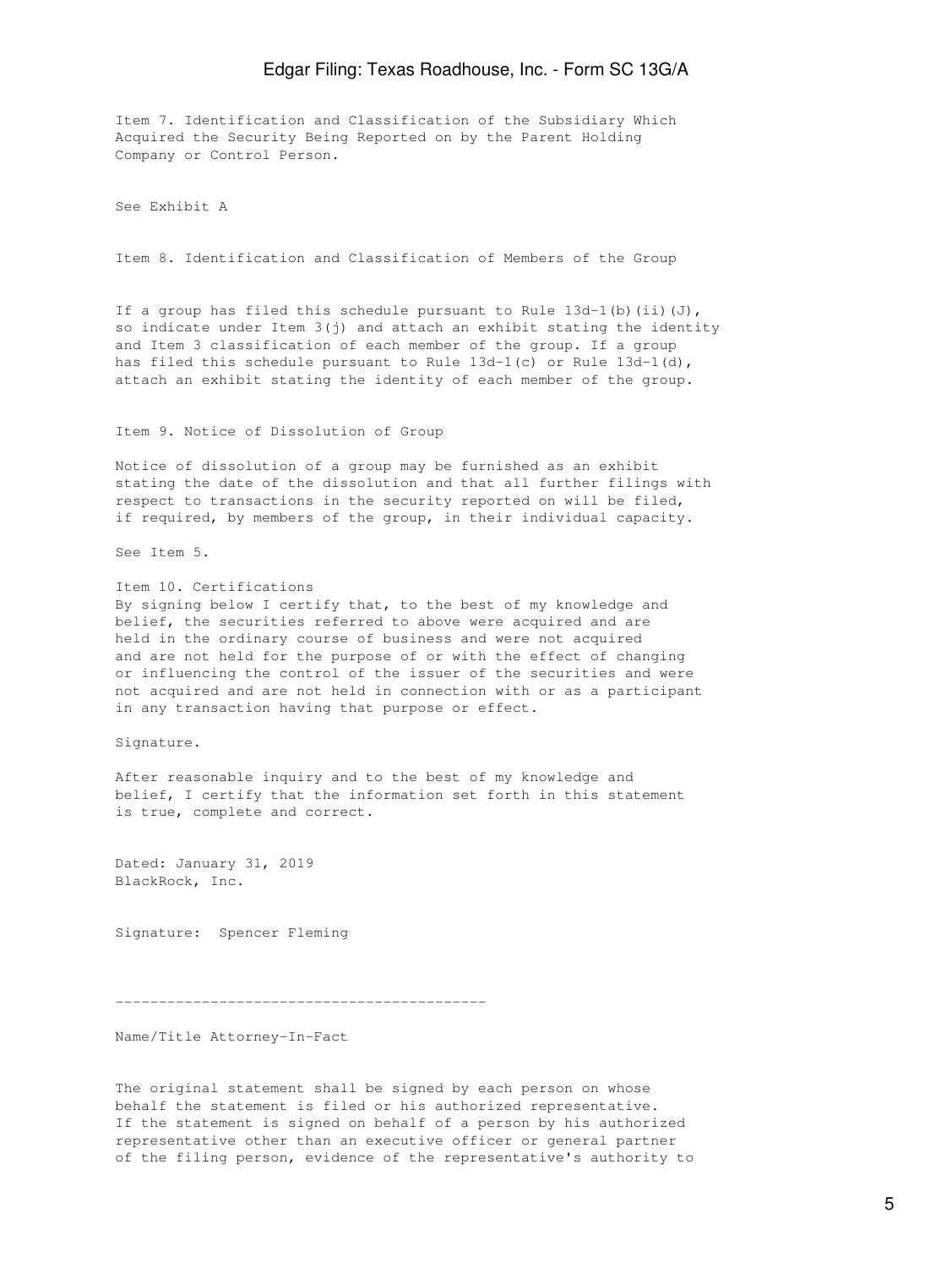Item 7. Identification and Classification of the Subsidiary Which Acquired the Security Being Reported on by the Parent Holding Company or Control Person.

See Exhibit A

Item 8. Identification and Classification of Members of the Group

If a group has filed this schedule pursuant to Rule 13d-1(b)(ii)(J), so indicate under Item 3(j) and attach an exhibit stating the identity and Item 3 classification of each member of the group. If a group has filed this schedule pursuant to Rule 13d-1(c) or Rule 13d-1(d), attach an exhibit stating the identity of each member of the group.

Item 9. Notice of Dissolution of Group

Notice of dissolution of a group may be furnished as an exhibit stating the date of the dissolution and that all further filings with respect to transactions in the security reported on will be filed, if required, by members of the group, in their individual capacity.

See Item 5.

Item 10. Certifications

By signing below I certify that, to the best of my knowledge and belief, the securities referred to above were acquired and are held in the ordinary course of business and were not acquired and are not held for the purpose of or with the effect of changing or influencing the control of the issuer of the securities and were not acquired and are not held in connection with or as a participant in any transaction having that purpose or effect.

Signature.

After reasonable inquiry and to the best of my knowledge and belief, I certify that the information set forth in this statement is true, complete and correct.

Dated: January 31, 2019

BlackRock, Inc.

Signature: Spencer Fleming

-------------------------------------------

Name/Title Attorney-In-Fact

The original statement shall be signed by each person on whose behalf the statement is filed or his authorized representative. If the statement is signed on behalf of a person by his authorized representative other than an executive officer or general partner of the filing person, evidence of the representative's authority to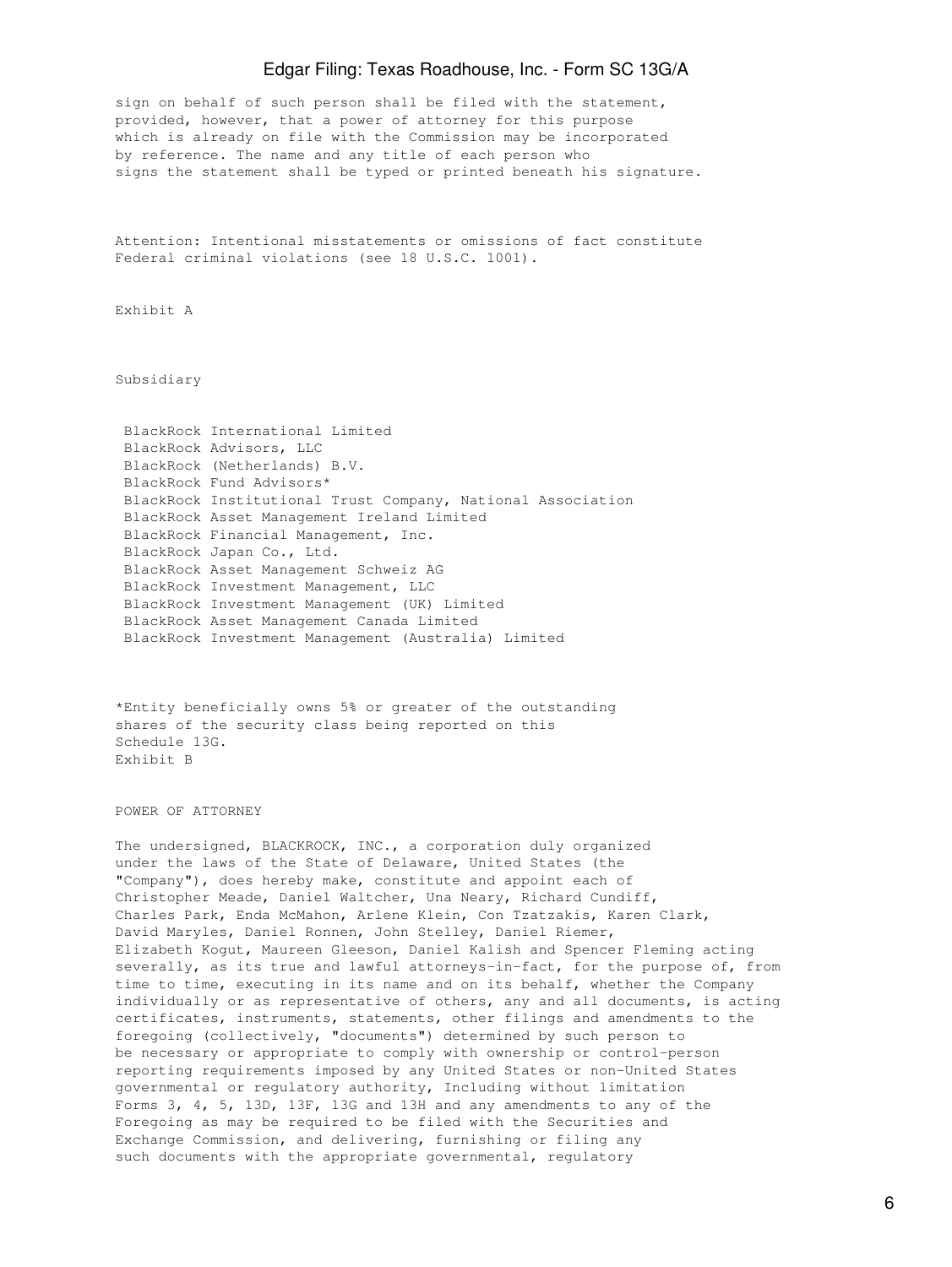sign on behalf of such person shall be filed with the statement, provided, however, that a power of attorney for this purpose which is already on file with the Commission may be incorporated by reference. The name and any title of each person who signs the statement shall be typed or printed beneath his signature.

Attention: Intentional misstatements or omissions of fact constitute Federal criminal violations (see 18 U.S.C. 1001).

Exhibit A

Subsidiary

- BlackRock International Limited
- BlackRock Advisors, LLC
- BlackRock (Netherlands) B.V.
- BlackRock Fund Advisors*
- BlackRock Institutional Trust Company, National Association
- BlackRock Asset Management Ireland Limited
- BlackRock Financial Management, Inc.
- BlackRock Japan Co., Ltd.
- BlackRock Asset Management Schweiz AG
- BlackRock Investment Management, LLC
- BlackRock Investment Management (UK) Limited
- BlackRock Asset Management Canada Limited
- BlackRock Investment Management (Australia) Limited

*Entity beneficially owns 5% or greater of the outstanding shares of the security class being reported on this Schedule 13G.

Exhibit B

POWER OF ATTORNEY

The undersigned, BLACKROCK, INC., a corporation duly organized under the laws of the State of Delaware, United States (the "Company"), does hereby make, constitute and appoint each of Christopher Meade, Daniel Waltcher, Una Neary, Richard Cundiff, Charles Park, Enda McMahon, Arlene Klein, Con Tzatzakis, Karen Clark, David Maryles, Daniel Ronnen, John Stelley, Daniel Riemer, Elizabeth Kogut, Maureen Gleeson, Daniel Kalish and Spencer Fleming acting severally, as its true and lawful attorneys-in-fact, for the purpose of, from time to time, executing in its name and on its behalf, whether the Company individually or as representative of others, any and all documents, is acting certificates, instruments, statements, other filings and amendments to the foregoing (collectively, "documents") determined by such person to be necessary or appropriate to comply with ownership or control-person reporting requirements imposed by any United States or non-United States governmental or regulatory authority, Including without limitation Forms 3, 4, 5, 13D, 13F, 13G and 13H and any amendments to any of the Foregoing as may be required to be filed with the Securities and Exchange Commission, and delivering, furnishing or filing any such documents with the appropriate governmental, regulatory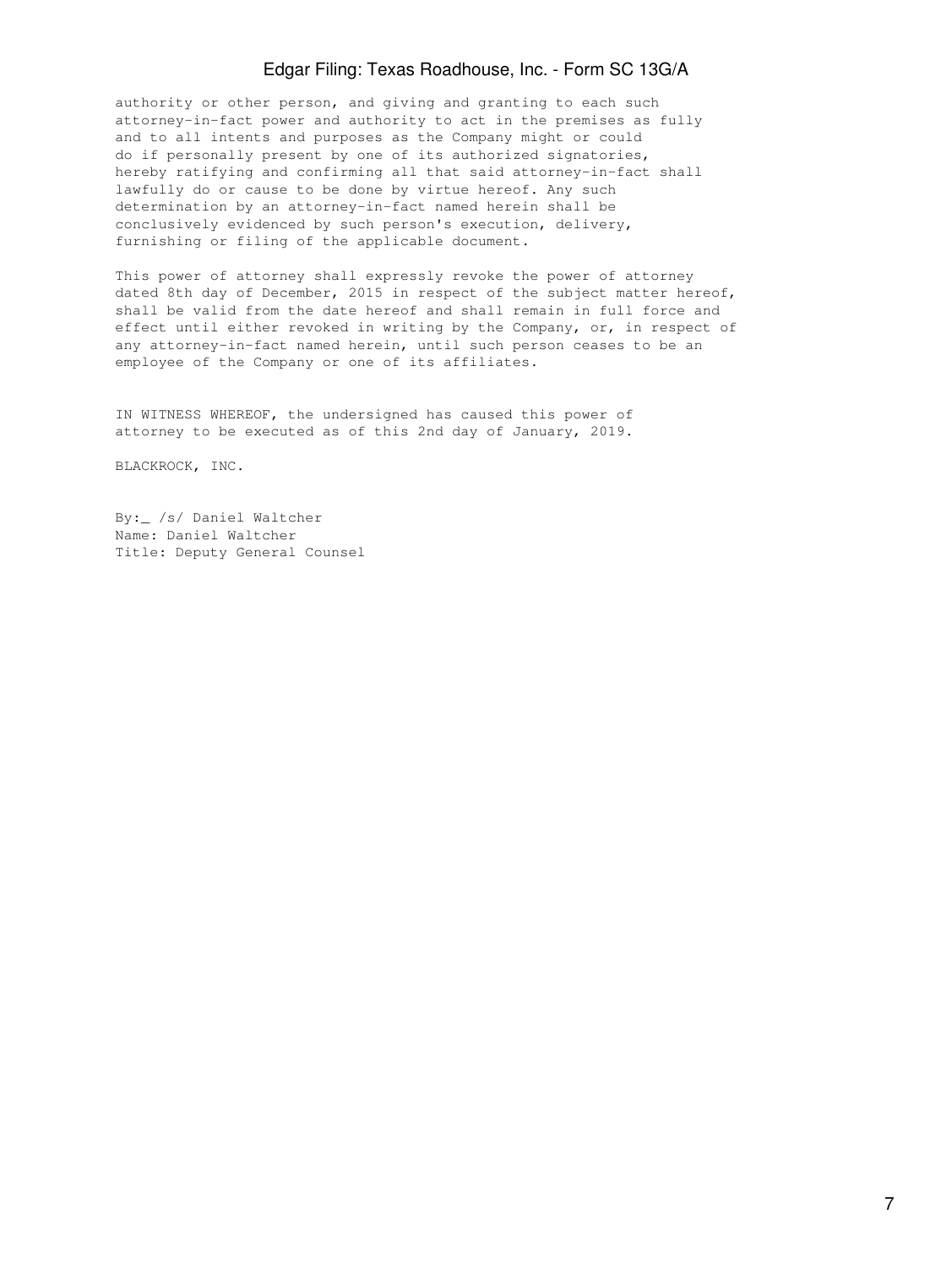authority or other person, and giving and granting to each such attorney-in-fact power and authority to act in the premises as fully and to all intents and purposes as the Company might or could do if personally present by one of its authorized signatories, hereby ratifying and confirming all that said attorney-in-fact shall lawfully do or cause to be done by virtue hereof. Any such determination by an attorney-in-fact named herein shall be conclusively evidenced by such person's execution, delivery, furnishing or filing of the applicable document.

This power of attorney shall expressly revoke the power of attorney dated 8th day of December, 2015 in respect of the subject matter hereof, shall be valid from the date hereof and shall remain in full force and effect until either revoked in writing by the Company, or, in respect of any attorney-in-fact named herein, until such person ceases to be an employee of the Company or one of its affiliates.

IN WITNESS WHEREOF, the undersigned has caused this power of attorney to be executed as of this 2nd day of January, 2019.

BLACKROCK, INC.

By:_ /s/ Daniel Waltcher
Name: Daniel Waltcher
Title: Deputy General Counsel